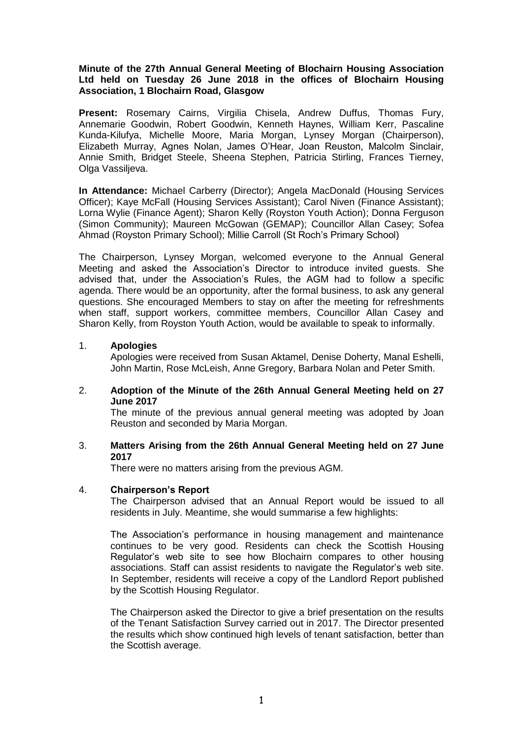**Minute of the 27th Annual General Meeting of Blochairn Housing Association Ltd held on Tuesday 26 June 2018 in the offices of Blochairn Housing Association, 1 Blochairn Road, Glasgow**

**Present:** Rosemary Cairns, Virgilia Chisela, Andrew Duffus, Thomas Fury, Annemarie Goodwin, Robert Goodwin, Kenneth Haynes, William Kerr, Pascaline Kunda-Kilufya, Michelle Moore, Maria Morgan, Lynsey Morgan (Chairperson), Elizabeth Murray, Agnes Nolan, James O'Hear, Joan Reuston, Malcolm Sinclair, Annie Smith, Bridget Steele, Sheena Stephen, Patricia Stirling, Frances Tierney, Olga Vassiljeva.

**In Attendance:** Michael Carberry (Director); Angela MacDonald (Housing Services Officer); Kaye McFall (Housing Services Assistant); Carol Niven (Finance Assistant); Lorna Wylie (Finance Agent); Sharon Kelly (Royston Youth Action); Donna Ferguson (Simon Community); Maureen McGowan (GEMAP); Councillor Allan Casey; Sofea Ahmad (Royston Primary School); Millie Carroll (St Roch's Primary School)

The Chairperson, Lynsey Morgan, welcomed everyone to the Annual General Meeting and asked the Association's Director to introduce invited guests. She advised that, under the Association's Rules, the AGM had to follow a specific agenda. There would be an opportunity, after the formal business, to ask any general questions. She encouraged Members to stay on after the meeting for refreshments when staff, support workers, committee members, Councillor Allan Casey and Sharon Kelly, from Royston Youth Action, would be available to speak to informally.

1. **Apologies**

   Apologies were received from Susan Aktamel, Denise Doherty, Manal Eshelli, John Martin, Rose McLeish, Anne Gregory, Barbara Nolan and Peter Smith.

2. **Adoption of the Minute of the 26th Annual General Meeting held on 27 June 2017**

   The minute of the previous annual general meeting was adopted by Joan Reuston and seconded by Maria Morgan.

3. **Matters Arising from the 26th Annual General Meeting held on 27 June 2017**

   There were no matters arising from the previous AGM.

4. **Chairperson's Report**

   The Chairperson advised that an Annual Report would be issued to all residents in July. Meantime, she would summarise a few highlights:

   The Association's performance in housing management and maintenance continues to be very good. Residents can check the Scottish Housing Regulator's web site to see how Blochairn compares to other housing associations. Staff can assist residents to navigate the Regulator's web site. In September, residents will receive a copy of the Landlord Report published by the Scottish Housing Regulator.

   The Chairperson asked the Director to give a brief presentation on the results of the Tenant Satisfaction Survey carried out in 2017. The Director presented the results which show continued high levels of tenant satisfaction, better than the Scottish average.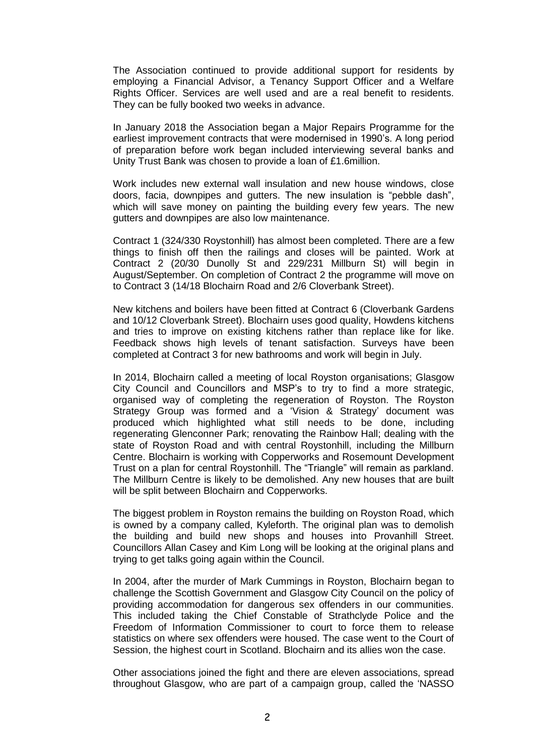The Association continued to provide additional support for residents by employing a Financial Advisor, a Tenancy Support Officer and a Welfare Rights Officer. Services are well used and are a real benefit to residents. They can be fully booked two weeks in advance.

In January 2018 the Association began a Major Repairs Programme for the earliest improvement contracts that were modernised in 1990's. A long period of preparation before work began included interviewing several banks and Unity Trust Bank was chosen to provide a loan of £1.6million.

Work includes new external wall insulation and new house windows, close doors, facia, downpipes and gutters. The new insulation is "pebble dash", which will save money on painting the building every few years. The new gutters and downpipes are also low maintenance.

Contract 1 (324/330 Roystonhill) has almost been completed. There are a few things to finish off then the railings and closes will be painted. Work at Contract 2 (20/30 Dunolly St and 229/231 Millburn St) will begin in August/September. On completion of Contract 2 the programme will move on to Contract 3 (14/18 Blochairn Road and 2/6 Cloverbank Street).

New kitchens and boilers have been fitted at Contract 6 (Cloverbank Gardens and 10/12 Cloverbank Street). Blochairn uses good quality, Howdens kitchens and tries to improve on existing kitchens rather than replace like for like. Feedback shows high levels of tenant satisfaction. Surveys have been completed at Contract 3 for new bathrooms and work will begin in July.

In 2014, Blochairn called a meeting of local Royston organisations; Glasgow City Council and Councillors and MSP's to try to find a more strategic, organised way of completing the regeneration of Royston. The Royston Strategy Group was formed and a 'Vision & Strategy' document was produced which highlighted what still needs to be done, including regenerating Glenconner Park; renovating the Rainbow Hall; dealing with the state of Royston Road and with central Roystonhill, including the Millburn Centre. Blochairn is working with Copperworks and Rosemount Development Trust on a plan for central Roystonhill. The "Triangle" will remain as parkland. The Millburn Centre is likely to be demolished. Any new houses that are built will be split between Blochairn and Copperworks.

The biggest problem in Royston remains the building on Royston Road, which is owned by a company called, Kyleforth. The original plan was to demolish the building and build new shops and houses into Provanhill Street. Councillors Allan Casey and Kim Long will be looking at the original plans and trying to get talks going again within the Council.

In 2004, after the murder of Mark Cummings in Royston, Blochairn began to challenge the Scottish Government and Glasgow City Council on the policy of providing accommodation for dangerous sex offenders in our communities. This included taking the Chief Constable of Strathclyde Police and the Freedom of Information Commissioner to court to force them to release statistics on where sex offenders were housed. The case went to the Court of Session, the highest court in Scotland. Blochairn and its allies won the case.

Other associations joined the fight and there are eleven associations, spread throughout Glasgow, who are part of a campaign group, called the 'NASSO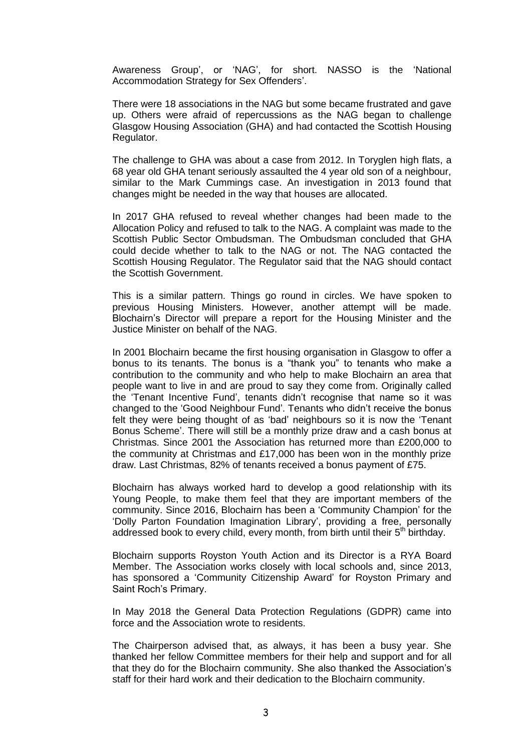Awareness Group', or 'NAG', for short. NASSO is the 'National Accommodation Strategy for Sex Offenders'.

There were 18 associations in the NAG but some became frustrated and gave up. Others were afraid of repercussions as the NAG began to challenge Glasgow Housing Association (GHA) and had contacted the Scottish Housing Regulator.

The challenge to GHA was about a case from 2012. In Toryglen high flats, a 68 year old GHA tenant seriously assaulted the 4 year old son of a neighbour, similar to the Mark Cummings case. An investigation in 2013 found that changes might be needed in the way that houses are allocated.

In 2017 GHA refused to reveal whether changes had been made to the Allocation Policy and refused to talk to the NAG. A complaint was made to the Scottish Public Sector Ombudsman. The Ombudsman concluded that GHA could decide whether to talk to the NAG or not. The NAG contacted the Scottish Housing Regulator. The Regulator said that the NAG should contact the Scottish Government.

This is a similar pattern. Things go round in circles. We have spoken to previous Housing Ministers. However, another attempt will be made. Blochairn's Director will prepare a report for the Housing Minister and the Justice Minister on behalf of the NAG.

In 2001 Blochairn became the first housing organisation in Glasgow to offer a bonus to its tenants. The bonus is a "thank you" to tenants who make a contribution to the community and who help to make Blochairn an area that people want to live in and are proud to say they come from. Originally called the 'Tenant Incentive Fund', tenants didn't recognise that name so it was changed to the 'Good Neighbour Fund'. Tenants who didn't receive the bonus felt they were being thought of as 'bad' neighbours so it is now the 'Tenant Bonus Scheme'. There will still be a monthly prize draw and a cash bonus at Christmas. Since 2001 the Association has returned more than £200,000 to the community at Christmas and £17,000 has been won in the monthly prize draw. Last Christmas, 82% of tenants received a bonus payment of £75.

Blochairn has always worked hard to develop a good relationship with its Young People, to make them feel that they are important members of the community. Since 2016, Blochairn has been a 'Community Champion' for the 'Dolly Parton Foundation Imagination Library', providing a free, personally addressed book to every child, every month, from birth until their 5th birthday.

Blochairn supports Royston Youth Action and its Director is a RYA Board Member. The Association works closely with local schools and, since 2013, has sponsored a 'Community Citizenship Award' for Royston Primary and Saint Roch's Primary.

In May 2018 the General Data Protection Regulations (GDPR) came into force and the Association wrote to residents.

The Chairperson advised that, as always, it has been a busy year. She thanked her fellow Committee members for their help and support and for all that they do for the Blochairn community. She also thanked the Association's staff for their hard work and their dedication to the Blochairn community.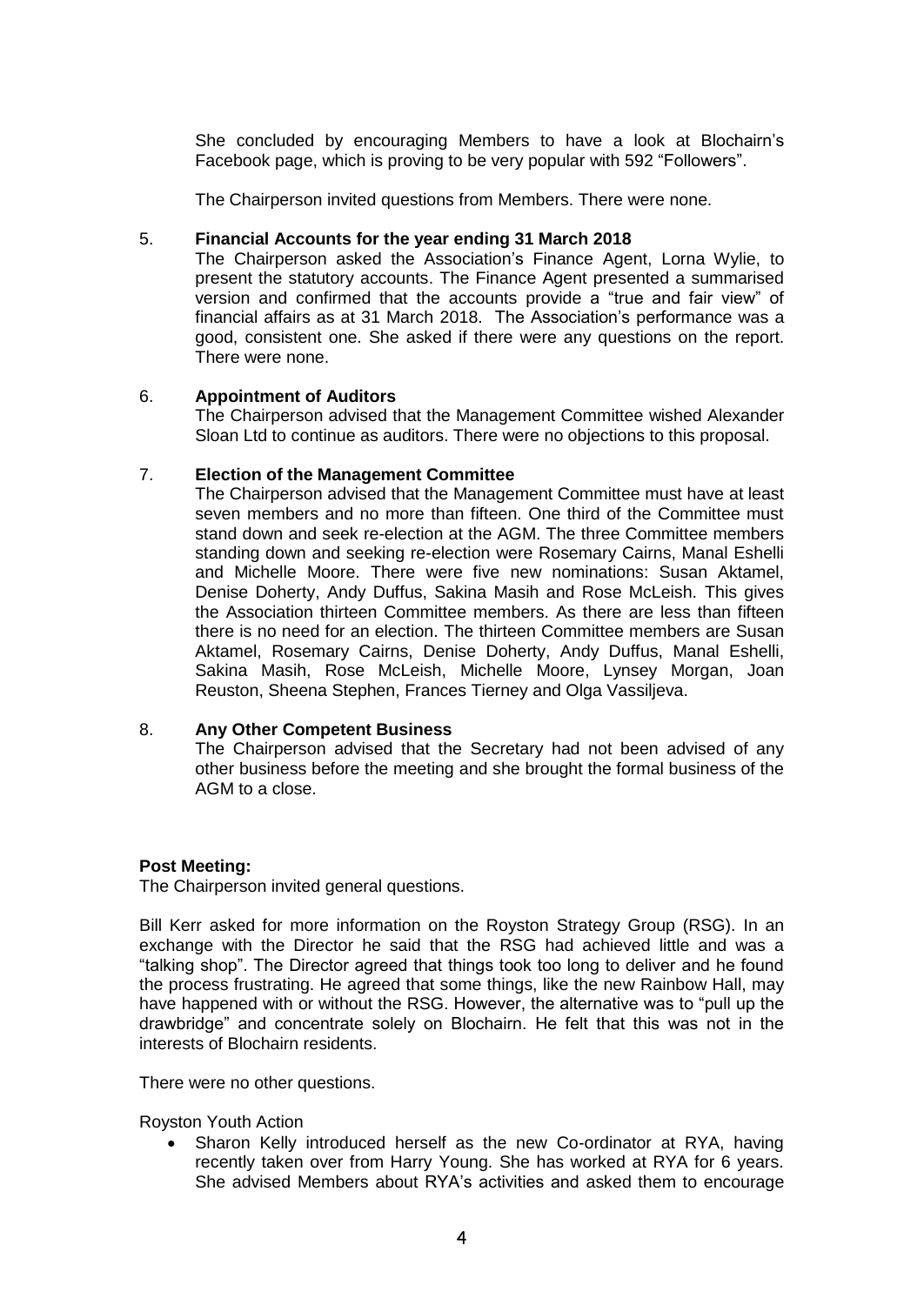She concluded by encouraging Members to have a look at Blochairn's Facebook page, which is proving to be very popular with 592 "Followers".

The Chairperson invited questions from Members. There were none.

5. **Financial Accounts for the year ending 31 March 2018**

The Chairperson asked the Association's Finance Agent, Lorna Wylie, to present the statutory accounts. The Finance Agent presented a summarised version and confirmed that the accounts provide a "true and fair view" of financial affairs as at 31 March 2018. The Association's performance was a good, consistent one. She asked if there were any questions on the report. There were none.

6. **Appointment of Auditors**

The Chairperson advised that the Management Committee wished Alexander Sloan Ltd to continue as auditors. There were no objections to this proposal.

7. **Election of the Management Committee**

The Chairperson advised that the Management Committee must have at least seven members and no more than fifteen. One third of the Committee must stand down and seek re-election at the AGM. The three Committee members standing down and seeking re-election were Rosemary Cairns, Manal Eshelli and Michelle Moore. There were five new nominations: Susan Aktamel, Denise Doherty, Andy Duffus, Sakina Masih and Rose McLeish. This gives the Association thirteen Committee members. As there are less than fifteen there is no need for an election. The thirteen Committee members are Susan Aktamel, Rosemary Cairns, Denise Doherty, Andy Duffus, Manal Eshelli, Sakina Masih, Rose McLeish, Michelle Moore, Lynsey Morgan, Joan Reuston, Sheena Stephen, Frances Tierney and Olga Vassiljeva.

8. **Any Other Competent Business**

The Chairperson advised that the Secretary had not been advised of any other business before the meeting and she brought the formal business of the AGM to a close.

**Post Meeting:**

The Chairperson invited general questions.

Bill Kerr asked for more information on the Royston Strategy Group (RSG). In an exchange with the Director he said that the RSG had achieved little and was a "talking shop". The Director agreed that things took too long to deliver and he found the process frustrating. He agreed that some things, like the new Rainbow Hall, may have happened with or without the RSG. However, the alternative was to "pull up the drawbridge" and concentrate solely on Blochairn. He felt that this was not in the interests of Blochairn residents.

There were no other questions.

Royston Youth Action

- Sharon Kelly introduced herself as the new Co-ordinator at RYA, having recently taken over from Harry Young. She has worked at RYA for 6 years. She advised Members about RYA's activities and asked them to encourage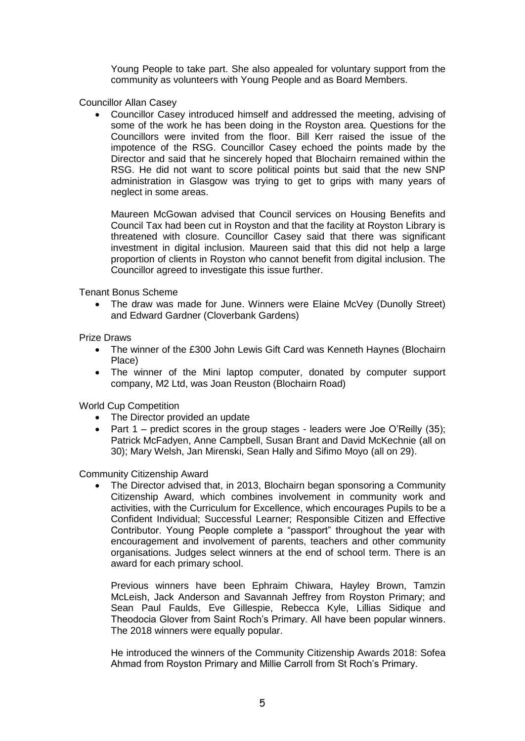Young People to take part. She also appealed for voluntary support from the community as volunteers with Young People and as Board Members.

Councillor Allan Casey

- Councillor Casey introduced himself and addressed the meeting, advising of some of the work he has been doing in the Royston area. Questions for the Councillors were invited from the floor. Bill Kerr raised the issue of the impotence of the RSG. Councillor Casey echoed the points made by the Director and said that he sincerely hoped that Blochairn remained within the RSG. He did not want to score political points but said that the new SNP administration in Glasgow was trying to get to grips with many years of neglect in some areas.

  Maureen McGowan advised that Council services on Housing Benefits and Council Tax had been cut in Royston and that the facility at Royston Library is threatened with closure. Councillor Casey said that there was significant investment in digital inclusion. Maureen said that this did not help a large proportion of clients in Royston who cannot benefit from digital inclusion. The Councillor agreed to investigate this issue further.

Tenant Bonus Scheme

- The draw was made for June. Winners were Elaine McVey (Dunolly Street) and Edward Gardner (Cloverbank Gardens)

Prize Draws

- The winner of the £300 John Lewis Gift Card was Kenneth Haynes (Blochairn Place)
- The winner of the Mini laptop computer, donated by computer support company, M2 Ltd, was Joan Reuston (Blochairn Road)

World Cup Competition

- The Director provided an update
- Part 1 – predict scores in the group stages - leaders were Joe O'Reilly (35); Patrick McFadyen, Anne Campbell, Susan Brant and David McKechnie (all on 30); Mary Welsh, Jan Mirenski, Sean Hally and Sifimo Moyo (all on 29).

Community Citizenship Award

- The Director advised that, in 2013, Blochairn began sponsoring a Community Citizenship Award, which combines involvement in community work and activities, with the Curriculum for Excellence, which encourages Pupils to be a Confident Individual; Successful Learner; Responsible Citizen and Effective Contributor. Young People complete a "passport" throughout the year with encouragement and involvement of parents, teachers and other community organisations. Judges select winners at the end of school term. There is an award for each primary school.

  Previous winners have been Ephraim Chiwara, Hayley Brown, Tamzin McLeish, Jack Anderson and Savannah Jeffrey from Royston Primary; and Sean Paul Faulds, Eve Gillespie, Rebecca Kyle, Lillias Sidique and Theodocia Glover from Saint Roch's Primary. All have been popular winners. The 2018 winners were equally popular.

  He introduced the winners of the Community Citizenship Awards 2018: Sofea Ahmad from Royston Primary and Millie Carroll from St Roch's Primary.